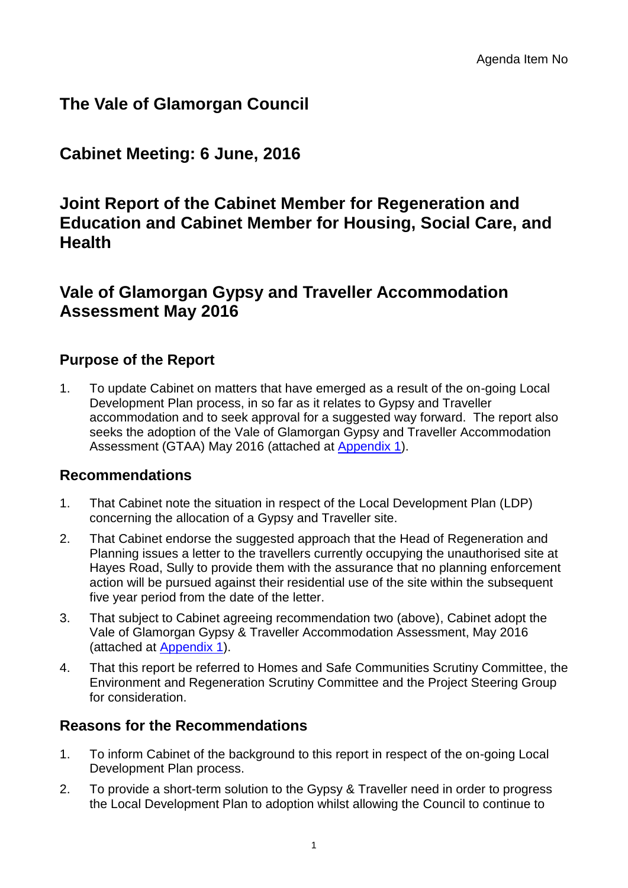Agenda Item No

# The Vale of Glamorgan Council

## Cabinet Meeting: 6 June, 2016

## Joint Report of the Cabinet Member for Regeneration and Education and Cabinet Member for Housing, Social Care, and Health

## Vale of Glamorgan Gypsy and Traveller Accommodation Assessment May 2016

### Purpose of the Report

1. To update Cabinet on matters that have emerged as a result of the on-going Local Development Plan process, in so far as it relates to Gypsy and Traveller accommodation and to seek approval for a suggested way forward. The report also seeks the adoption of the Vale of Glamorgan Gypsy and Traveller Accommodation Assessment (GTAA) May 2016 (attached at Appendix 1).

### Recommendations

1. That Cabinet note the situation in respect of the Local Development Plan (LDP) concerning the allocation of a Gypsy and Traveller site.
2. That Cabinet endorse the suggested approach that the Head of Regeneration and Planning issues a letter to the travellers currently occupying the unauthorised site at Hayes Road, Sully to provide them with the assurance that no planning enforcement action will be pursued against their residential use of the site within the subsequent five year period from the date of the letter.
3. That subject to Cabinet agreeing recommendation two (above), Cabinet adopt the Vale of Glamorgan Gypsy & Traveller Accommodation Assessment, May 2016 (attached at Appendix 1).
4. That this report be referred to Homes and Safe Communities Scrutiny Committee, the Environment and Regeneration Scrutiny Committee and the Project Steering Group for consideration.

### Reasons for the Recommendations

1. To inform Cabinet of the background to this report in respect of the on-going Local Development Plan process.
2. To provide a short-term solution to the Gypsy & Traveller need in order to progress the Local Development Plan to adoption whilst allowing the Council to continue to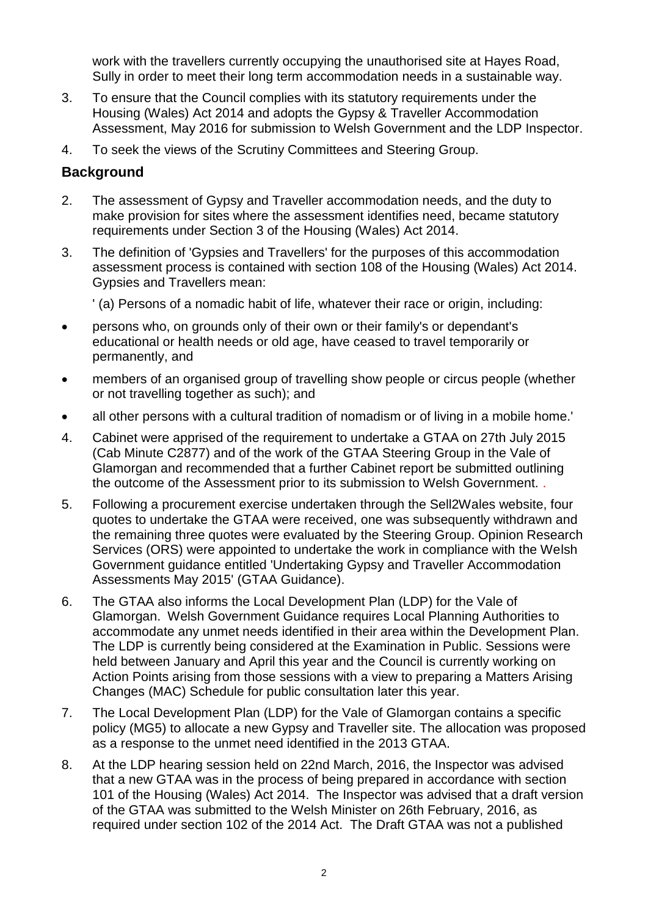work with the travellers currently occupying the unauthorised site at Hayes Road, Sully in order to meet their long term accommodation needs in a sustainable way.

3. To ensure that the Council complies with its statutory requirements under the Housing (Wales) Act 2014 and adopts the Gypsy & Traveller Accommodation Assessment, May 2016 for submission to Welsh Government and the LDP Inspector.
4. To seek the views of the Scrutiny Committees and Steering Group.

## Background

2. The assessment of Gypsy and Traveller accommodation needs, and the duty to make provision for sites where the assessment identifies need, became statutory requirements under Section 3 of the Housing (Wales) Act 2014.
3. The definition of 'Gypsies and Travellers' for the purposes of this accommodation assessment process is contained with section 108 of the Housing (Wales) Act 2014. Gypsies and Travellers mean:

   ' (a) Persons of a nomadic habit of life, whatever their race or origin, including:

- persons who, on grounds only of their own or their family's or dependant's educational or health needs or old age, have ceased to travel temporarily or permanently, and
- members of an organised group of travelling show people or circus people (whether or not travelling together as such); and
- all other persons with a cultural tradition of nomadism or of living in a mobile home.'

4. Cabinet were apprised of the requirement to undertake a GTAA on 27th July 2015 (Cab Minute C2877) and of the work of the GTAA Steering Group in the Vale of Glamorgan and recommended that a further Cabinet report be submitted outlining the outcome of the Assessment prior to its submission to Welsh Government. .
5. Following a procurement exercise undertaken through the Sell2Wales website, four quotes to undertake the GTAA were received, one was subsequently withdrawn and the remaining three quotes were evaluated by the Steering Group. Opinion Research Services (ORS) were appointed to undertake the work in compliance with the Welsh Government guidance entitled 'Undertaking Gypsy and Traveller Accommodation Assessments May 2015' (GTAA Guidance).
6. The GTAA also informs the Local Development Plan (LDP) for the Vale of Glamorgan. Welsh Government Guidance requires Local Planning Authorities to accommodate any unmet needs identified in their area within the Development Plan. The LDP is currently being considered at the Examination in Public. Sessions were held between January and April this year and the Council is currently working on Action Points arising from those sessions with a view to preparing a Matters Arising Changes (MAC) Schedule for public consultation later this year.
7. The Local Development Plan (LDP) for the Vale of Glamorgan contains a specific policy (MG5) to allocate a new Gypsy and Traveller site. The allocation was proposed as a response to the unmet need identified in the 2013 GTAA.
8. At the LDP hearing session held on 22nd March, 2016, the Inspector was advised that a new GTAA was in the process of being prepared in accordance with section 101 of the Housing (Wales) Act 2014. The Inspector was advised that a draft version of the GTAA was submitted to the Welsh Minister on 26th February, 2016, as required under section 102 of the 2014 Act. The Draft GTAA was not a published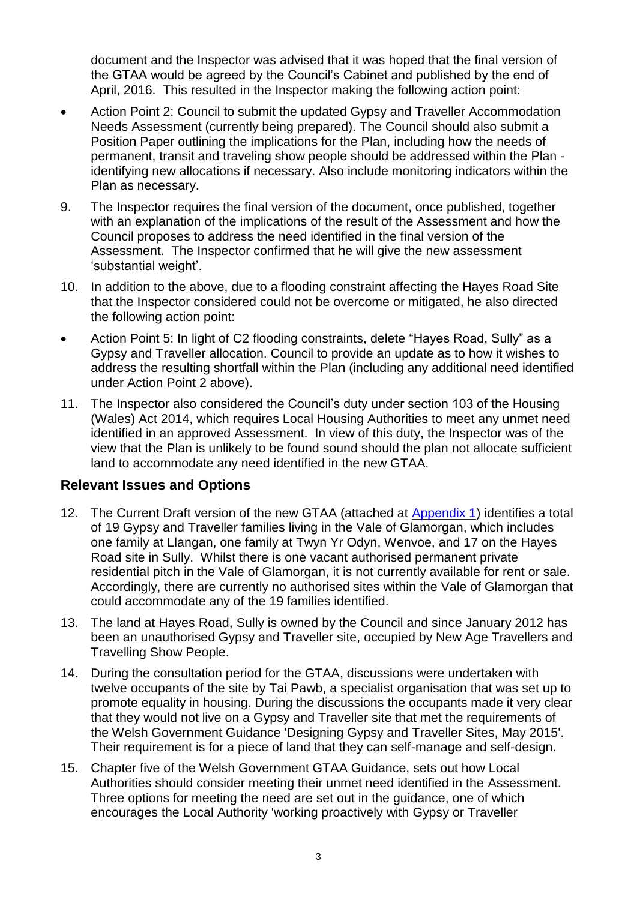document and the Inspector was advised that it was hoped that the final version of the GTAA would be agreed by the Council's Cabinet and published by the end of April, 2016. This resulted in the Inspector making the following action point:

- Action Point 2: Council to submit the updated Gypsy and Traveller Accommodation Needs Assessment (currently being prepared). The Council should also submit a Position Paper outlining the implications for the Plan, including how the needs of permanent, transit and traveling show people should be addressed within the Plan - identifying new allocations if necessary. Also include monitoring indicators within the Plan as necessary.

9. The Inspector requires the final version of the document, once published, together with an explanation of the implications of the result of the Assessment and how the Council proposes to address the need identified in the final version of the Assessment. The Inspector confirmed that he will give the new assessment 'substantial weight'.

10. In addition to the above, due to a flooding constraint affecting the Hayes Road Site that the Inspector considered could not be overcome or mitigated, he also directed the following action point:

- Action Point 5: In light of C2 flooding constraints, delete "Hayes Road, Sully" as a Gypsy and Traveller allocation. Council to provide an update as to how it wishes to address the resulting shortfall within the Plan (including any additional need identified under Action Point 2 above).

11. The Inspector also considered the Council's duty under section 103 of the Housing (Wales) Act 2014, which requires Local Housing Authorities to meet any unmet need identified in an approved Assessment. In view of this duty, the Inspector was of the view that the Plan is unlikely to be found sound should the plan not allocate sufficient land to accommodate any need identified in the new GTAA.

## Relevant Issues and Options

12. The Current Draft version of the new GTAA (attached at Appendix 1) identifies a total of 19 Gypsy and Traveller families living in the Vale of Glamorgan, which includes one family at Llangan, one family at Twyn Yr Odyn, Wenvoe, and 17 on the Hayes Road site in Sully. Whilst there is one vacant authorised permanent private residential pitch in the Vale of Glamorgan, it is not currently available for rent or sale. Accordingly, there are currently no authorised sites within the Vale of Glamorgan that could accommodate any of the 19 families identified.

13. The land at Hayes Road, Sully is owned by the Council and since January 2012 has been an unauthorised Gypsy and Traveller site, occupied by New Age Travellers and Travelling Show People.

14. During the consultation period for the GTAA, discussions were undertaken with twelve occupants of the site by Tai Pawb, a specialist organisation that was set up to promote equality in housing. During the discussions the occupants made it very clear that they would not live on a Gypsy and Traveller site that met the requirements of the Welsh Government Guidance 'Designing Gypsy and Traveller Sites, May 2015'. Their requirement is for a piece of land that they can self-manage and self-design.

15. Chapter five of the Welsh Government GTAA Guidance, sets out how Local Authorities should consider meeting their unmet need identified in the Assessment. Three options for meeting the need are set out in the guidance, one of which encourages the Local Authority 'working proactively with Gypsy or Traveller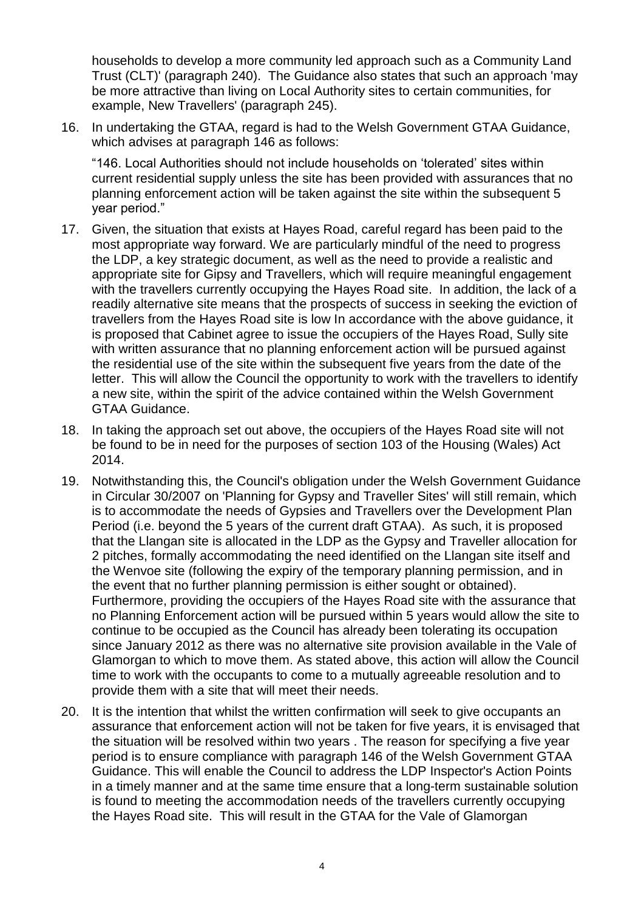households to develop a more community led approach such as a Community Land Trust (CLT)' (paragraph 240). The Guidance also states that such an approach 'may be more attractive than living on Local Authority sites to certain communities, for example, New Travellers' (paragraph 245).

16. In undertaking the GTAA, regard is had to the Welsh Government GTAA Guidance, which advises at paragraph 146 as follows:

    "146. Local Authorities should not include households on 'tolerated' sites within current residential supply unless the site has been provided with assurances that no planning enforcement action will be taken against the site within the subsequent 5 year period."

17. Given, the situation that exists at Hayes Road, careful regard has been paid to the most appropriate way forward. We are particularly mindful of the need to progress the LDP, a key strategic document, as well as the need to provide a realistic and appropriate site for Gipsy and Travellers, which will require meaningful engagement with the travellers currently occupying the Hayes Road site. In addition, the lack of a readily alternative site means that the prospects of success in seeking the eviction of travellers from the Hayes Road site is low In accordance with the above guidance, it is proposed that Cabinet agree to issue the occupiers of the Hayes Road, Sully site with written assurance that no planning enforcement action will be pursued against the residential use of the site within the subsequent five years from the date of the letter. This will allow the Council the opportunity to work with the travellers to identify a new site, within the spirit of the advice contained within the Welsh Government GTAA Guidance.

18. In taking the approach set out above, the occupiers of the Hayes Road site will not be found to be in need for the purposes of section 103 of the Housing (Wales) Act 2014.

19. Notwithstanding this, the Council's obligation under the Welsh Government Guidance in Circular 30/2007 on 'Planning for Gypsy and Traveller Sites' will still remain, which is to accommodate the needs of Gypsies and Travellers over the Development Plan Period (i.e. beyond the 5 years of the current draft GTAA). As such, it is proposed that the Llangan site is allocated in the LDP as the Gypsy and Traveller allocation for 2 pitches, formally accommodating the need identified on the Llangan site itself and the Wenvoe site (following the expiry of the temporary planning permission, and in the event that no further planning permission is either sought or obtained). Furthermore, providing the occupiers of the Hayes Road site with the assurance that no Planning Enforcement action will be pursued within 5 years would allow the site to continue to be occupied as the Council has already been tolerating its occupation since January 2012 as there was no alternative site provision available in the Vale of Glamorgan to which to move them. As stated above, this action will allow the Council time to work with the occupants to come to a mutually agreeable resolution and to provide them with a site that will meet their needs.

20. It is the intention that whilst the written confirmation will seek to give occupants an assurance that enforcement action will not be taken for five years, it is envisaged that the situation will be resolved within two years . The reason for specifying a five year period is to ensure compliance with paragraph 146 of the Welsh Government GTAA Guidance. This will enable the Council to address the LDP Inspector's Action Points in a timely manner and at the same time ensure that a long-term sustainable solution is found to meeting the accommodation needs of the travellers currently occupying the Hayes Road site. This will result in the GTAA for the Vale of Glamorgan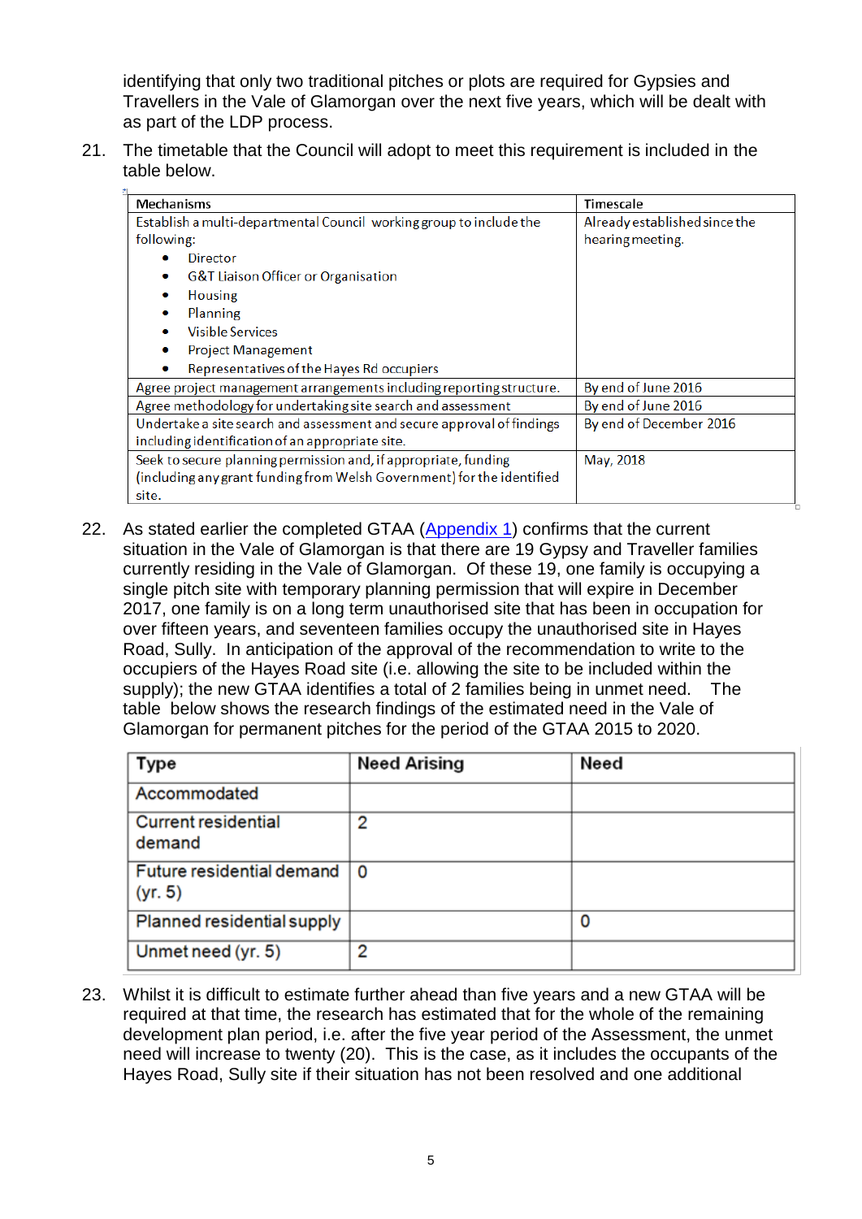identifying that only two traditional pitches or plots are required for Gypsies and Travellers in the Vale of Glamorgan over the next five years, which will be dealt with as part of the LDP process.

21. The timetable that the Council will adopt to meet this requirement is included in the table below.

| Mechanisms | Timescale |
|---|---|
| Establish a multi-departmental Council working group to include the following:<br>• Director<br>• G&T Liaison Officer or Organisation<br>• Housing<br>• Planning<br>• Visible Services<br>• Project Management<br>• Representatives of the Hayes Rd occupiers | Already established since the hearing meeting. |
| Agree project management arrangements including reporting structure. | By end of June 2016 |
| Agree methodology for undertaking site search and assessment | By end of June 2016 |
| Undertake a site search and assessment and secure approval of findings including identification of an appropriate site. | By end of December 2016 |
| Seek to secure planning permission and, if appropriate, funding (including any grant funding from Welsh Government) for the identified site. | May, 2018 |

22. As stated earlier the completed GTAA (Appendix 1) confirms that the current situation in the Vale of Glamorgan is that there are 19 Gypsy and Traveller families currently residing in the Vale of Glamorgan. Of these 19, one family is occupying a single pitch site with temporary planning permission that will expire in December 2017, one family is on a long term unauthorised site that has been in occupation for over fifteen years, and seventeen families occupy the unauthorised site in Hayes Road, Sully. In anticipation of the approval of the recommendation to write to the occupiers of the Hayes Road site (i.e. allowing the site to be included within the supply); the new GTAA identifies a total of 2 families being in unmet need. The table below shows the research findings of the estimated need in the Vale of Glamorgan for permanent pitches for the period of the GTAA 2015 to 2020.

| Type | Need Arising | Need |
|---|---|---|
| Accommodated | | |
| Current residential demand | 2 | |
| Future residential demand (yr. 5) | 0 | |
| Planned residential supply | | 0 |
| Unmet need (yr. 5) | 2 | |

23. Whilst it is difficult to estimate further ahead than five years and a new GTAA will be required at that time, the research has estimated that for the whole of the remaining development plan period, i.e. after the five year period of the Assessment, the unmet need will increase to twenty (20). This is the case, as it includes the occupants of the Hayes Road, Sully site if their situation has not been resolved and one additional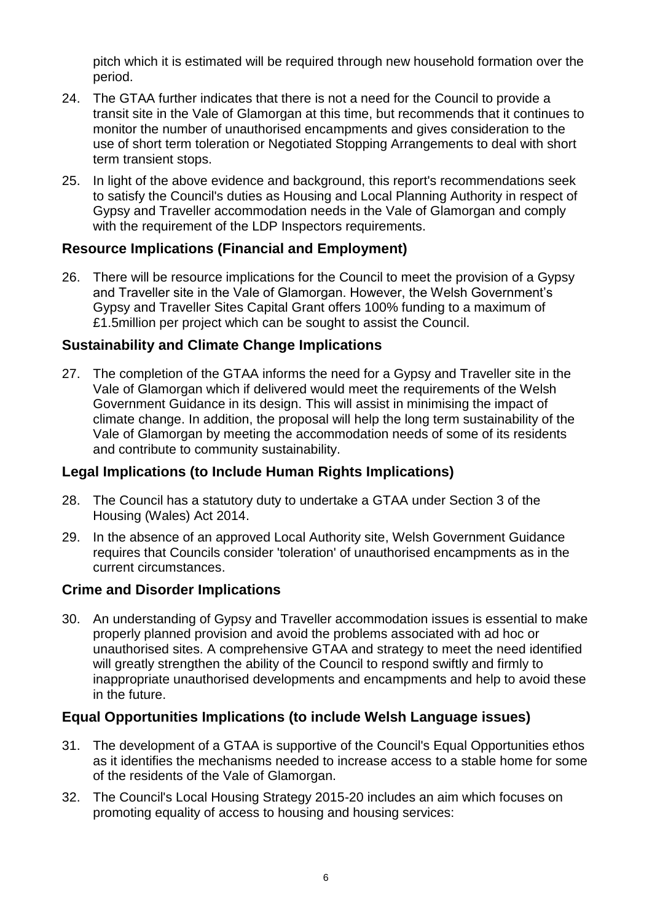pitch which it is estimated will be required through new household formation over the period.

24. The GTAA further indicates that there is not a need for the Council to provide a transit site in the Vale of Glamorgan at this time, but recommends that it continues to monitor the number of unauthorised encampments and gives consideration to the use of short term toleration or Negotiated Stopping Arrangements to deal with short term transient stops.

25. In light of the above evidence and background, this report's recommendations seek to satisfy the Council's duties as Housing and Local Planning Authority in respect of Gypsy and Traveller accommodation needs in the Vale of Glamorgan and comply with the requirement of the LDP Inspectors requirements.

## Resource Implications (Financial and Employment)

26. There will be resource implications for the Council to meet the provision of a Gypsy and Traveller site in the Vale of Glamorgan. However, the Welsh Government's Gypsy and Traveller Sites Capital Grant offers 100% funding to a maximum of £1.5million per project which can be sought to assist the Council.

## Sustainability and Climate Change Implications

27. The completion of the GTAA informs the need for a Gypsy and Traveller site in the Vale of Glamorgan which if delivered would meet the requirements of the Welsh Government Guidance in its design. This will assist in minimising the impact of climate change. In addition, the proposal will help the long term sustainability of the Vale of Glamorgan by meeting the accommodation needs of some of its residents and contribute to community sustainability.

## Legal Implications (to Include Human Rights Implications)

28. The Council has a statutory duty to undertake a GTAA under Section 3 of the Housing (Wales) Act 2014.

29. In the absence of an approved Local Authority site, Welsh Government Guidance requires that Councils consider 'toleration' of unauthorised encampments as in the current circumstances.

## Crime and Disorder Implications

30. An understanding of Gypsy and Traveller accommodation issues is essential to make properly planned provision and avoid the problems associated with ad hoc or unauthorised sites. A comprehensive GTAA and strategy to meet the need identified will greatly strengthen the ability of the Council to respond swiftly and firmly to inappropriate unauthorised developments and encampments and help to avoid these in the future.

## Equal Opportunities Implications (to include Welsh Language issues)

31. The development of a GTAA is supportive of the Council's Equal Opportunities ethos as it identifies the mechanisms needed to increase access to a stable home for some of the residents of the Vale of Glamorgan.

32. The Council's Local Housing Strategy 2015-20 includes an aim which focuses on promoting equality of access to housing and housing services: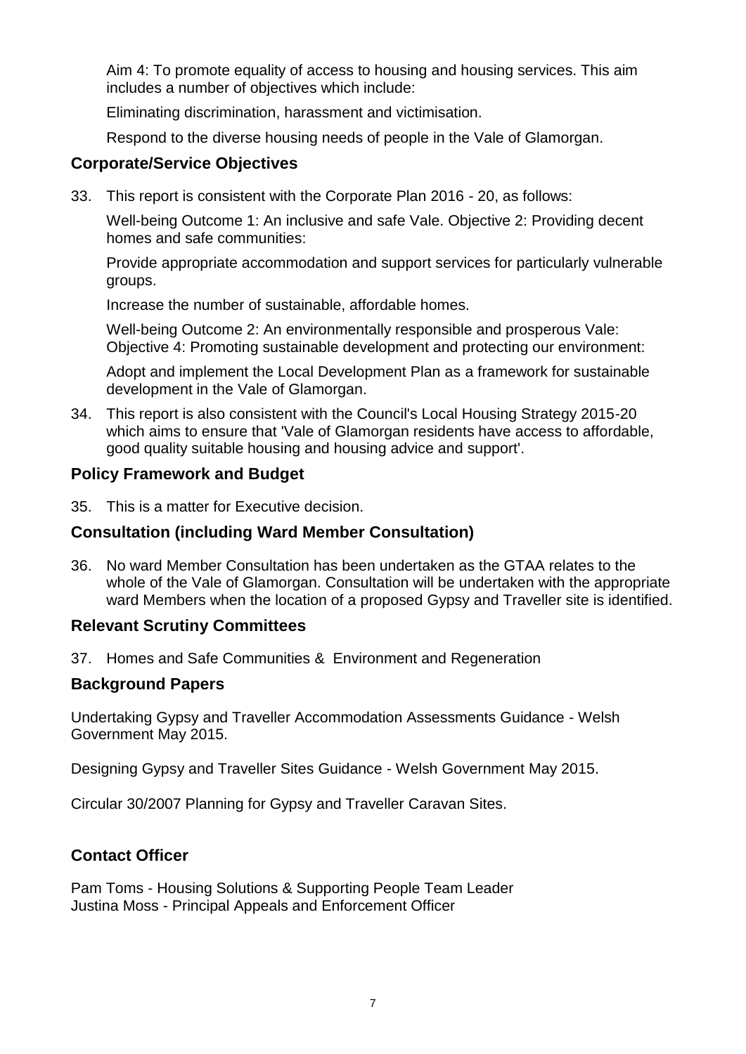Aim 4: To promote equality of access to housing and housing services. This aim includes a number of objectives which include:

Eliminating discrimination, harassment and victimisation.

Respond to the diverse housing needs of people in the Vale of Glamorgan.

## Corporate/Service Objectives

33. This report is consistent with the Corporate Plan 2016 - 20, as follows:

    Well-being Outcome 1: An inclusive and safe Vale. Objective 2: Providing decent homes and safe communities:

    Provide appropriate accommodation and support services for particularly vulnerable groups.

    Increase the number of sustainable, affordable homes.

    Well-being Outcome 2: An environmentally responsible and prosperous Vale: Objective 4: Promoting sustainable development and protecting our environment:

    Adopt and implement the Local Development Plan as a framework for sustainable development in the Vale of Glamorgan.

34. This report is also consistent with the Council's Local Housing Strategy 2015-20 which aims to ensure that 'Vale of Glamorgan residents have access to affordable, good quality suitable housing and housing advice and support'.

## Policy Framework and Budget

35. This is a matter for Executive decision.

## Consultation (including Ward Member Consultation)

36. No ward Member Consultation has been undertaken as the GTAA relates to the whole of the Vale of Glamorgan. Consultation will be undertaken with the appropriate ward Members when the location of a proposed Gypsy and Traveller site is identified.

## Relevant Scrutiny Committees

37. Homes and Safe Communities & Environment and Regeneration

## Background Papers

Undertaking Gypsy and Traveller Accommodation Assessments Guidance - Welsh Government May 2015.

Designing Gypsy and Traveller Sites Guidance - Welsh Government May 2015.

Circular 30/2007 Planning for Gypsy and Traveller Caravan Sites.

## Contact Officer

Pam Toms - Housing Solutions & Supporting People Team Leader
Justina Moss - Principal Appeals and Enforcement Officer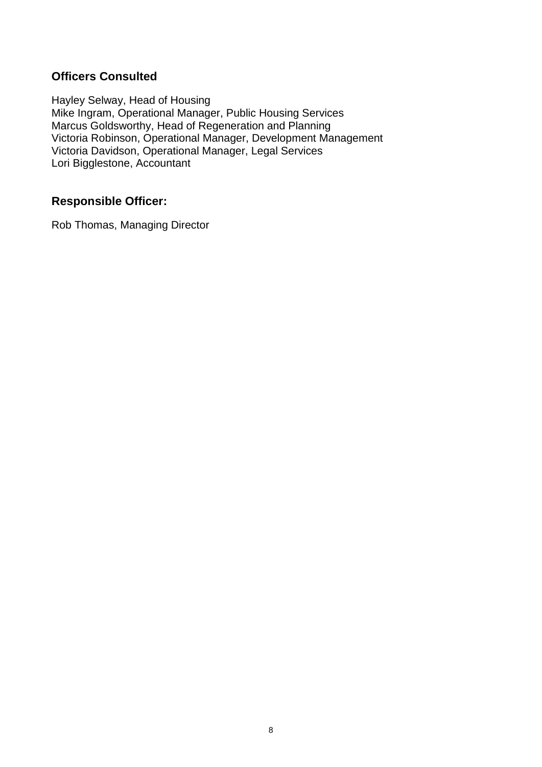## Officers Consulted

Hayley Selway, Head of Housing
Mike Ingram, Operational Manager, Public Housing Services
Marcus Goldsworthy, Head of Regeneration and Planning
Victoria Robinson, Operational Manager, Development Management
Victoria Davidson, Operational Manager, Legal Services
Lori Bigglestone, Accountant

## Responsible Officer:

Rob Thomas, Managing Director